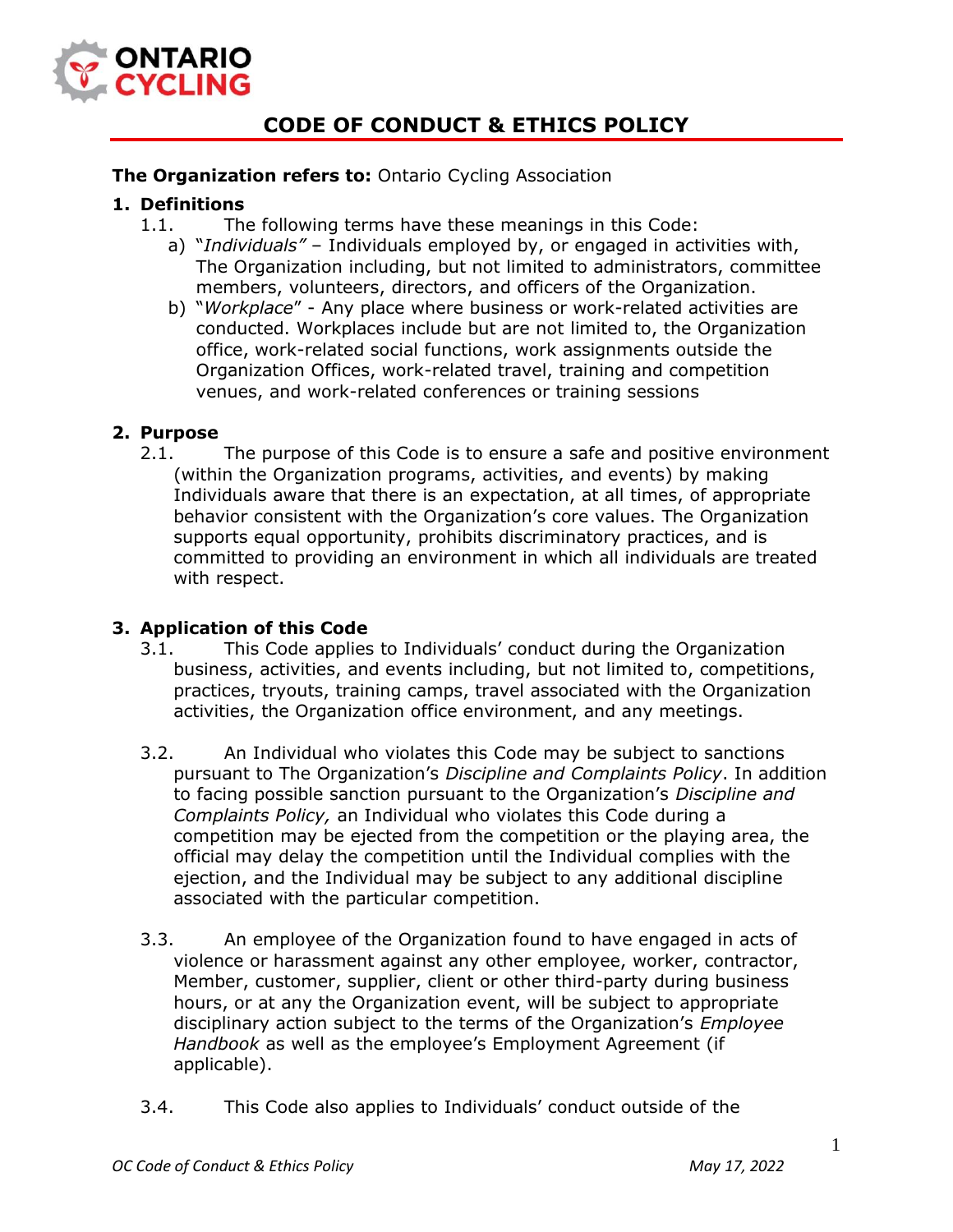# CODE OF CONDUCT & ETHICS POLICY

**The Organization refers to:** Ontario Cycling Association

## 1. Definitions

1.1. The following terms have these meanings in this Code:

a) "*Individuals"* – Individuals employed by, or engaged in activities with, The Organization including, but not limited to administrators, committee members, volunteers, directors, and officers of the Organization.

b) "*Workplace*" - Any place where business or work-related activities are conducted. Workplaces include but are not limited to, the Organization office, work-related social functions, work assignments outside the Organization Offices, work-related travel, training and competition venues, and work-related conferences or training sessions

## 2. Purpose

2.1. The purpose of this Code is to ensure a safe and positive environment (within the Organization programs, activities, and events) by making Individuals aware that there is an expectation, at all times, of appropriate behavior consistent with the Organization's core values. The Organization supports equal opportunity, prohibits discriminatory practices, and is committed to providing an environment in which all individuals are treated with respect.

## 3. Application of this Code

3.1. This Code applies to Individuals' conduct during the Organization business, activities, and events including, but not limited to, competitions, practices, tryouts, training camps, travel associated with the Organization activities, the Organization office environment, and any meetings.

3.2. An Individual who violates this Code may be subject to sanctions pursuant to The Organization's *Discipline and Complaints Policy*. In addition to facing possible sanction pursuant to the Organization's *Discipline and Complaints Policy,* an Individual who violates this Code during a competition may be ejected from the competition or the playing area, the official may delay the competition until the Individual complies with the ejection, and the Individual may be subject to any additional discipline associated with the particular competition.

3.3. An employee of the Organization found to have engaged in acts of violence or harassment against any other employee, worker, contractor, Member, customer, supplier, client or other third-party during business hours, or at any the Organization event, will be subject to appropriate disciplinary action subject to the terms of the Organization's *Employee Handbook* as well as the employee's Employment Agreement (if applicable).

3.4. This Code also applies to Individuals' conduct outside of the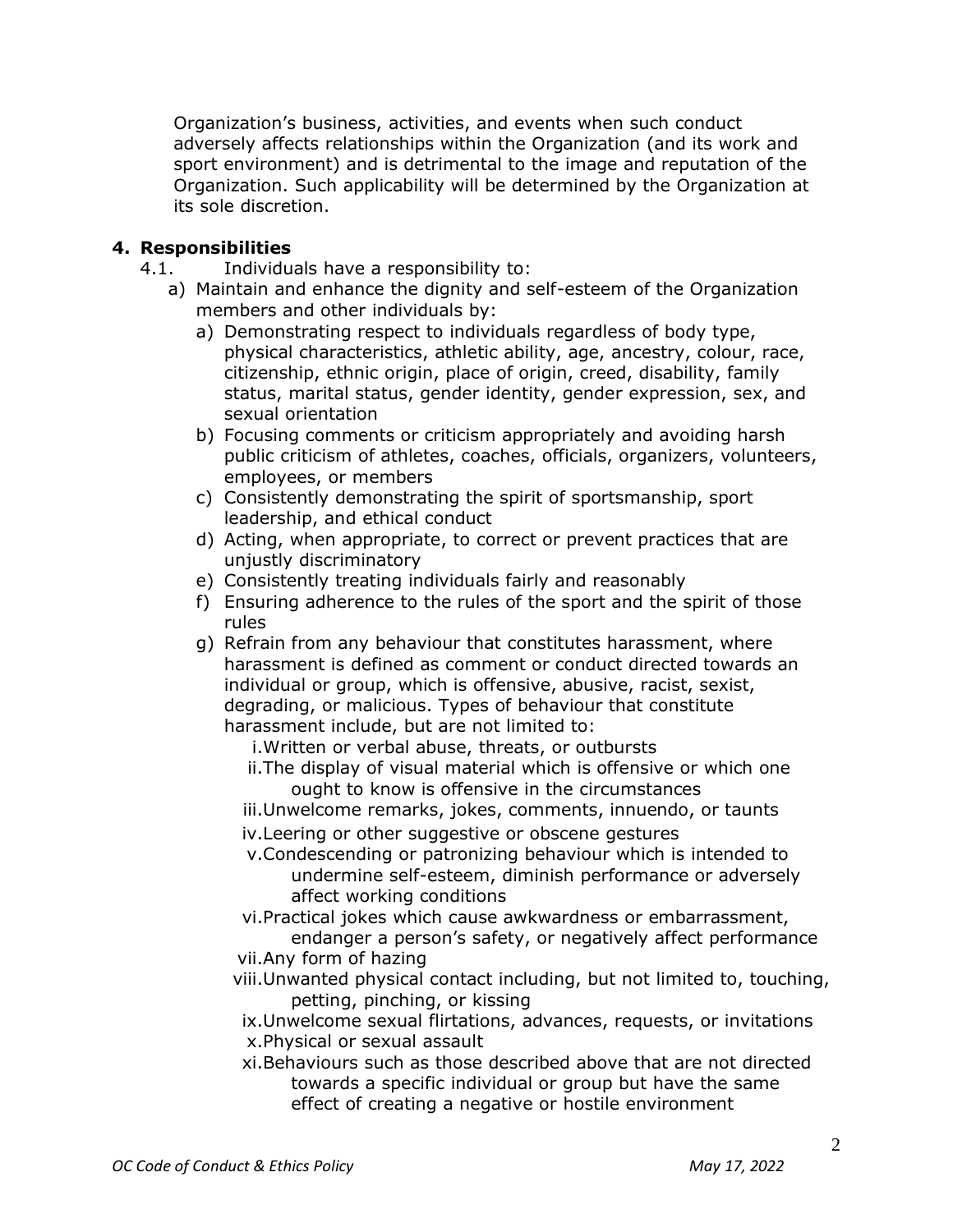Organization's business, activities, and events when such conduct adversely affects relationships within the Organization (and its work and sport environment) and is detrimental to the image and reputation of the Organization. Such applicability will be determined by the Organization at its sole discretion.

## 4. Responsibilities

4.1. Individuals have a responsibility to:

a) Maintain and enhance the dignity and self-esteem of the Organization members and other individuals by:

   a) Demonstrating respect to individuals regardless of body type, physical characteristics, athletic ability, age, ancestry, colour, race, citizenship, ethnic origin, place of origin, creed, disability, family status, marital status, gender identity, gender expression, sex, and sexual orientation
   b) Focusing comments or criticism appropriately and avoiding harsh public criticism of athletes, coaches, officials, organizers, volunteers, employees, or members
   c) Consistently demonstrating the spirit of sportsmanship, sport leadership, and ethical conduct
   d) Acting, when appropriate, to correct or prevent practices that are unjustly discriminatory
   e) Consistently treating individuals fairly and reasonably
   f) Ensuring adherence to the rules of the sport and the spirit of those rules
   g) Refrain from any behaviour that constitutes harassment, where harassment is defined as comment or conduct directed towards an individual or group, which is offensive, abusive, racist, sexist, degrading, or malicious. Types of behaviour that constitute harassment include, but are not limited to:

      i. Written or verbal abuse, threats, or outbursts
      ii. The display of visual material which is offensive or which one ought to know is offensive in the circumstances
      iii. Unwelcome remarks, jokes, comments, innuendo, or taunts
      iv. Leering or other suggestive or obscene gestures
      v. Condescending or patronizing behaviour which is intended to undermine self-esteem, diminish performance or adversely affect working conditions
      vi. Practical jokes which cause awkwardness or embarrassment, endanger a person's safety, or negatively affect performance
      vii. Any form of hazing
      viii. Unwanted physical contact including, but not limited to, touching, petting, pinching, or kissing
      ix. Unwelcome sexual flirtations, advances, requests, or invitations
      x. Physical or sexual assault
      xi. Behaviours such as those described above that are not directed towards a specific individual or group but have the same effect of creating a negative or hostile environment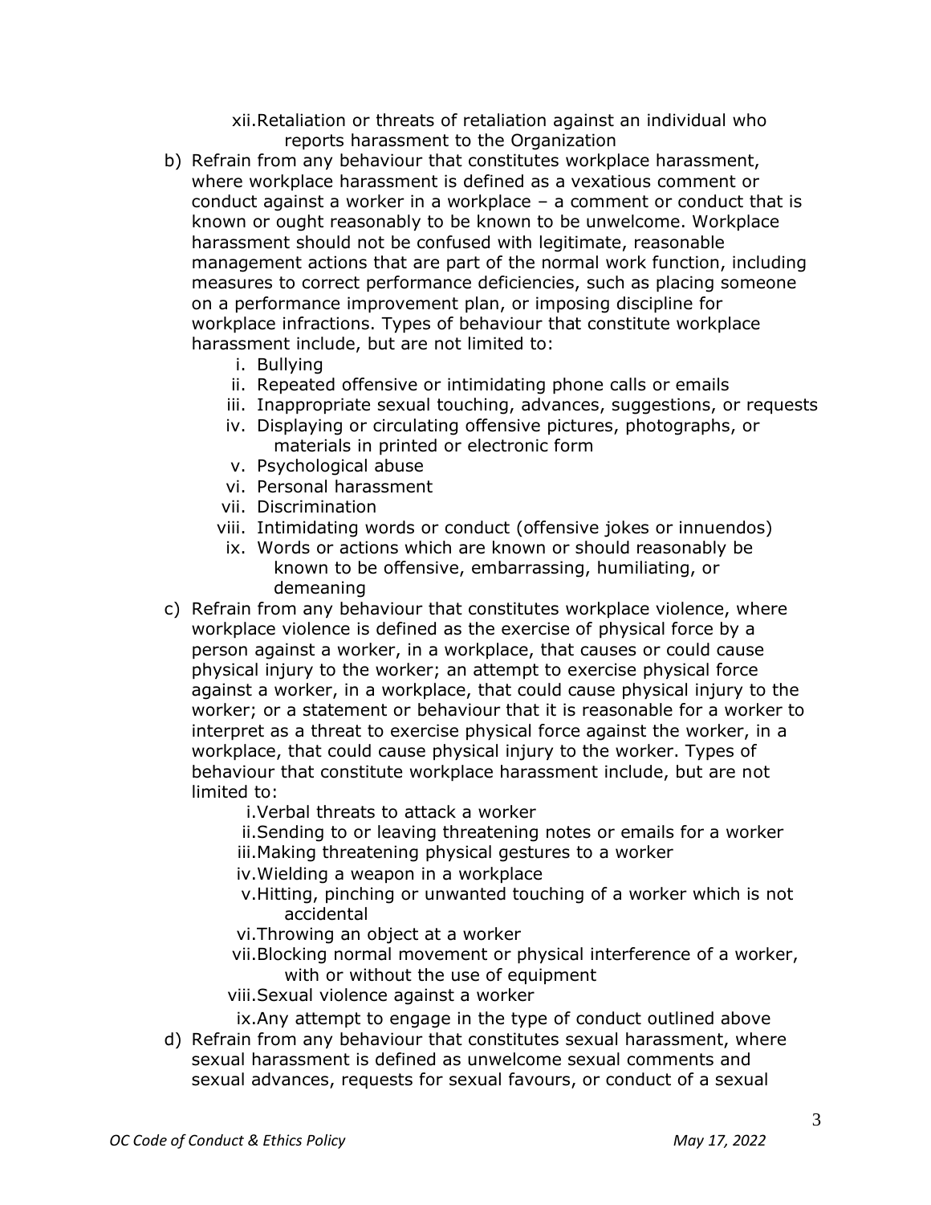xii. Retaliation or threats of retaliation against an individual who reports harassment to the Organization

b) Refrain from any behaviour that constitutes workplace harassment, where workplace harassment is defined as a vexatious comment or conduct against a worker in a workplace – a comment or conduct that is known or ought reasonably to be known to be unwelcome. Workplace harassment should not be confused with legitimate, reasonable management actions that are part of the normal work function, including measures to correct performance deficiencies, such as placing someone on a performance improvement plan, or imposing discipline for workplace infractions. Types of behaviour that constitute workplace harassment include, but are not limited to:
    i. Bullying
    ii. Repeated offensive or intimidating phone calls or emails
    iii. Inappropriate sexual touching, advances, suggestions, or requests
    iv. Displaying or circulating offensive pictures, photographs, or materials in printed or electronic form
    v. Psychological abuse
    vi. Personal harassment
    vii. Discrimination
    viii. Intimidating words or conduct (offensive jokes or innuendos)
    ix. Words or actions which are known or should reasonably be known to be offensive, embarrassing, humiliating, or demeaning

c) Refrain from any behaviour that constitutes workplace violence, where workplace violence is defined as the exercise of physical force by a person against a worker, in a workplace, that causes or could cause physical injury to the worker; an attempt to exercise physical force against a worker, in a workplace, that could cause physical injury to the worker; or a statement or behaviour that it is reasonable for a worker to interpret as a threat to exercise physical force against the worker, in a workplace, that could cause physical injury to the worker. Types of behaviour that constitute workplace harassment include, but are not limited to:
    i. Verbal threats to attack a worker
    ii. Sending to or leaving threatening notes or emails for a worker
    iii. Making threatening physical gestures to a worker
    iv. Wielding a weapon in a workplace
    v. Hitting, pinching or unwanted touching of a worker which is not accidental
    vi. Throwing an object at a worker
    vii. Blocking normal movement or physical interference of a worker, with or without the use of equipment
    viii. Sexual violence against a worker
    ix. Any attempt to engage in the type of conduct outlined above

d) Refrain from any behaviour that constitutes sexual harassment, where sexual harassment is defined as unwelcome sexual comments and sexual advances, requests for sexual favours, or conduct of a sexual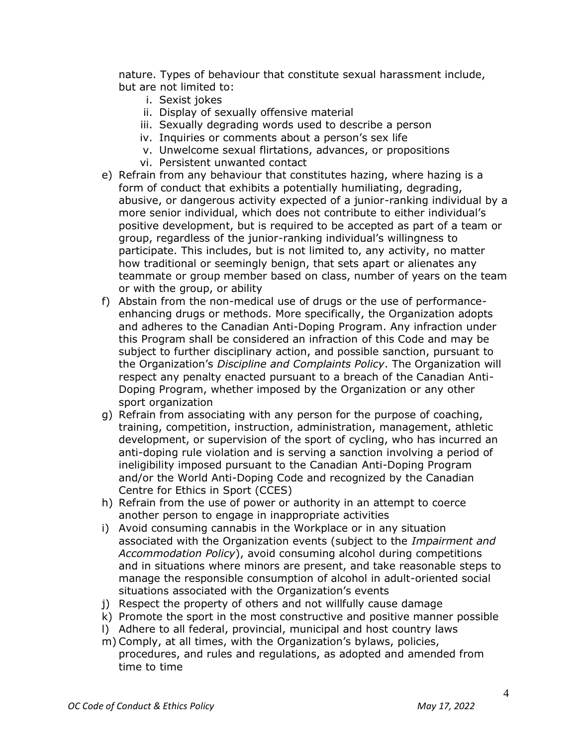nature. Types of behaviour that constitute sexual harassment include, but are not limited to:

   i. Sexist jokes
   ii. Display of sexually offensive material
   iii. Sexually degrading words used to describe a person
   iv. Inquiries or comments about a person's sex life
   v. Unwelcome sexual flirtations, advances, or propositions
   vi. Persistent unwanted contact

e) Refrain from any behaviour that constitutes hazing, where hazing is a form of conduct that exhibits a potentially humiliating, degrading, abusive, or dangerous activity expected of a junior-ranking individual by a more senior individual, which does not contribute to either individual's positive development, but is required to be accepted as part of a team or group, regardless of the junior-ranking individual's willingness to participate. This includes, but is not limited to, any activity, no matter how traditional or seemingly benign, that sets apart or alienates any teammate or group member based on class, number of years on the team or with the group, or ability

f) Abstain from the non-medical use of drugs or the use of performance-enhancing drugs or methods. More specifically, the Organization adopts and adheres to the Canadian Anti-Doping Program. Any infraction under this Program shall be considered an infraction of this Code and may be subject to further disciplinary action, and possible sanction, pursuant to the Organization's *Discipline and Complaints Policy*. The Organization will respect any penalty enacted pursuant to a breach of the Canadian Anti-Doping Program, whether imposed by the Organization or any other sport organization

g) Refrain from associating with any person for the purpose of coaching, training, competition, instruction, administration, management, athletic development, or supervision of the sport of cycling, who has incurred an anti-doping rule violation and is serving a sanction involving a period of ineligibility imposed pursuant to the Canadian Anti-Doping Program and/or the World Anti-Doping Code and recognized by the Canadian Centre for Ethics in Sport (CCES)

h) Refrain from the use of power or authority in an attempt to coerce another person to engage in inappropriate activities

i) Avoid consuming cannabis in the Workplace or in any situation associated with the Organization events (subject to the *Impairment and Accommodation Policy*), avoid consuming alcohol during competitions and in situations where minors are present, and take reasonable steps to manage the responsible consumption of alcohol in adult-oriented social situations associated with the Organization's events

j) Respect the property of others and not willfully cause damage

k) Promote the sport in the most constructive and positive manner possible

l) Adhere to all federal, provincial, municipal and host country laws

m) Comply, at all times, with the Organization's bylaws, policies, procedures, and rules and regulations, as adopted and amended from time to time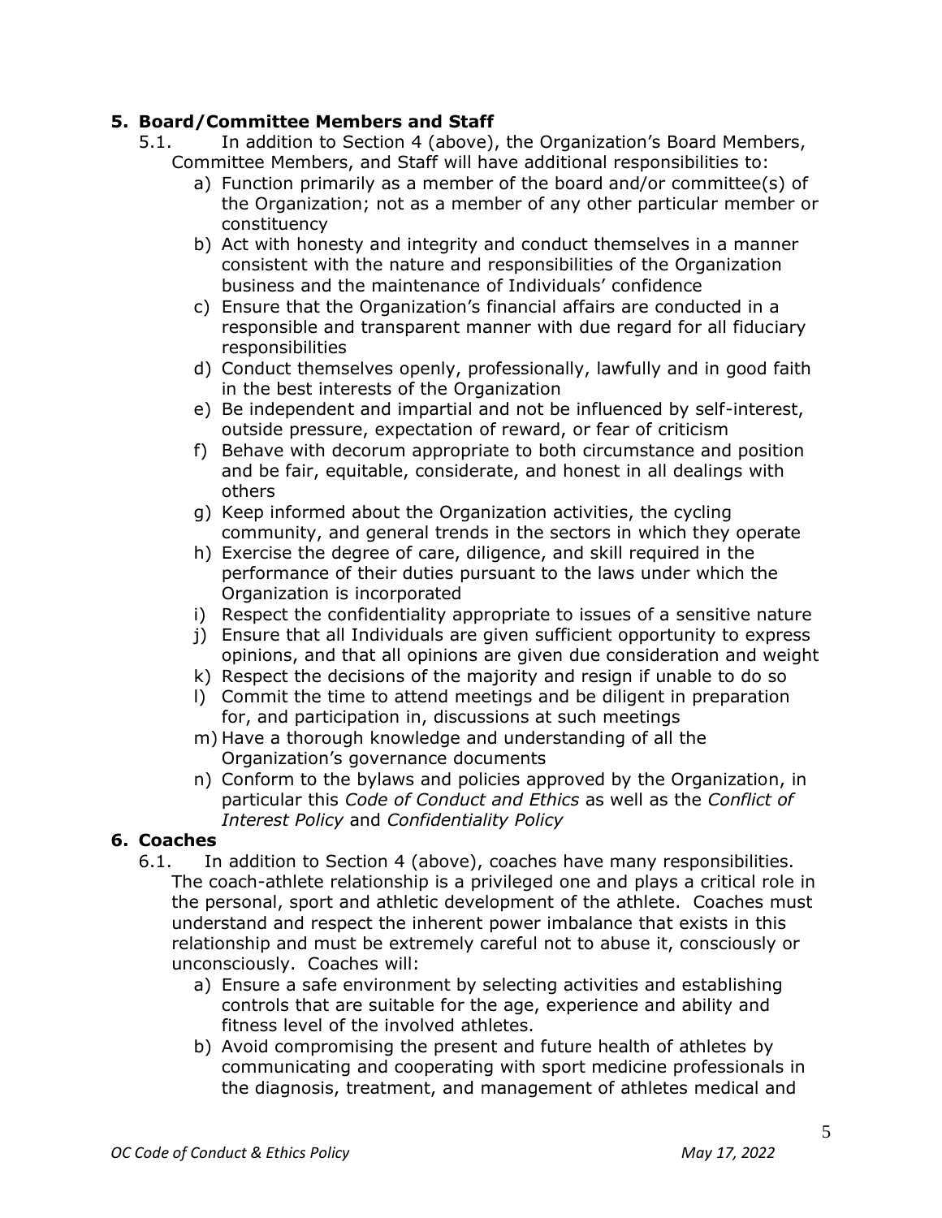## 5. Board/Committee Members and Staff

5.1. In addition to Section 4 (above), the Organization's Board Members, Committee Members, and Staff will have additional responsibilities to:

a) Function primarily as a member of the board and/or committee(s) of the Organization; not as a member of any other particular member or constituency
b) Act with honesty and integrity and conduct themselves in a manner consistent with the nature and responsibilities of the Organization business and the maintenance of Individuals' confidence
c) Ensure that the Organization's financial affairs are conducted in a responsible and transparent manner with due regard for all fiduciary responsibilities
d) Conduct themselves openly, professionally, lawfully and in good faith in the best interests of the Organization
e) Be independent and impartial and not be influenced by self-interest, outside pressure, expectation of reward, or fear of criticism
f) Behave with decorum appropriate to both circumstance and position and be fair, equitable, considerate, and honest in all dealings with others
g) Keep informed about the Organization activities, the cycling community, and general trends in the sectors in which they operate
h) Exercise the degree of care, diligence, and skill required in the performance of their duties pursuant to the laws under which the Organization is incorporated
i) Respect the confidentiality appropriate to issues of a sensitive nature
j) Ensure that all Individuals are given sufficient opportunity to express opinions, and that all opinions are given due consideration and weight
k) Respect the decisions of the majority and resign if unable to do so
l) Commit the time to attend meetings and be diligent in preparation for, and participation in, discussions at such meetings
m) Have a thorough knowledge and understanding of all the Organization's governance documents
n) Conform to the bylaws and policies approved by the Organization, in particular this *Code of Conduct and Ethics* as well as the *Conflict of Interest Policy* and *Confidentiality Policy*

## 6. Coaches

6.1. In addition to Section 4 (above), coaches have many responsibilities. The coach-athlete relationship is a privileged one and plays a critical role in the personal, sport and athletic development of the athlete. Coaches must understand and respect the inherent power imbalance that exists in this relationship and must be extremely careful not to abuse it, consciously or unconsciously. Coaches will:

a) Ensure a safe environment by selecting activities and establishing controls that are suitable for the age, experience and ability and fitness level of the involved athletes.
b) Avoid compromising the present and future health of athletes by communicating and cooperating with sport medicine professionals in the diagnosis, treatment, and management of athletes medical and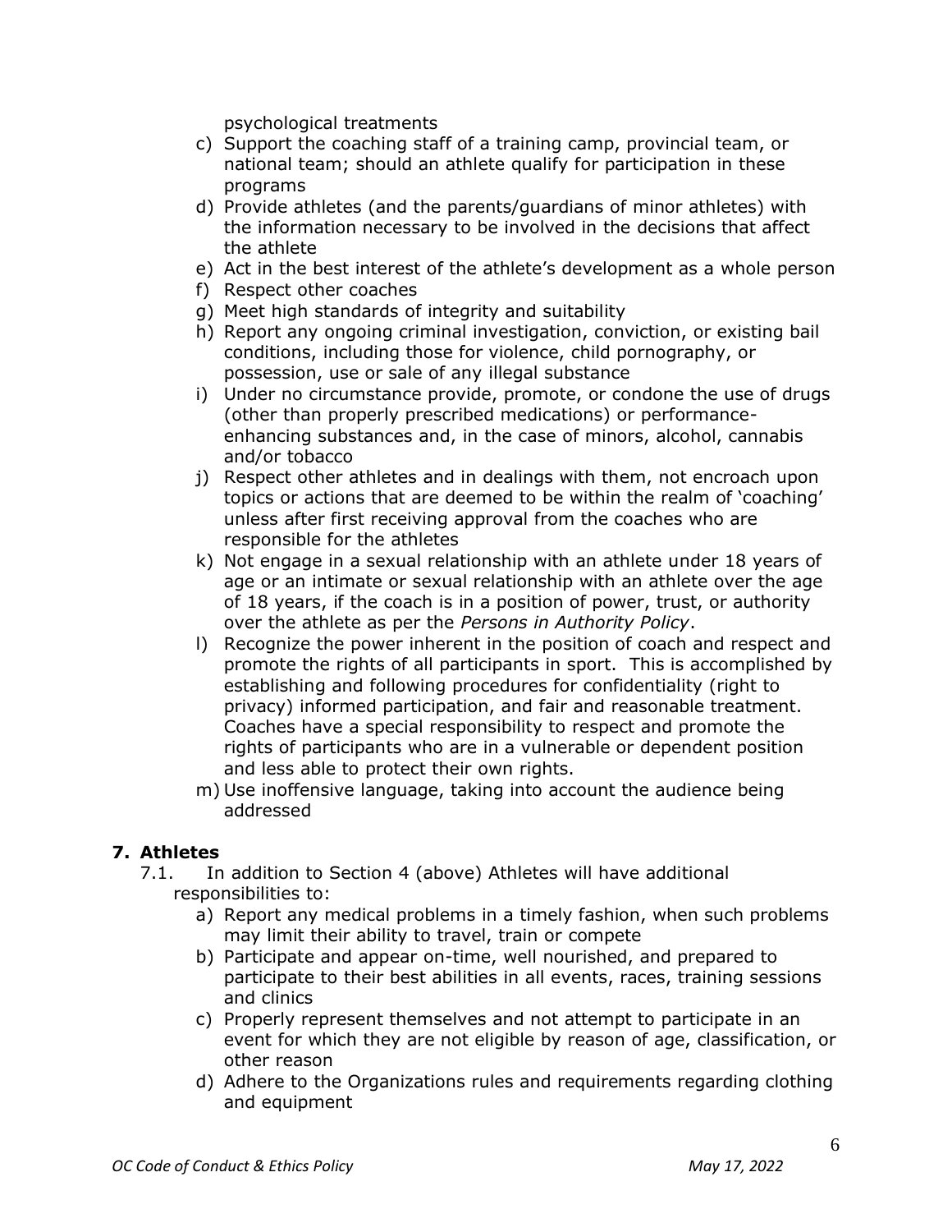psychological treatments

c) Support the coaching staff of a training camp, provincial team, or national team; should an athlete qualify for participation in these programs
d) Provide athletes (and the parents/guardians of minor athletes) with the information necessary to be involved in the decisions that affect the athlete
e) Act in the best interest of the athlete's development as a whole person
f) Respect other coaches
g) Meet high standards of integrity and suitability
h) Report any ongoing criminal investigation, conviction, or existing bail conditions, including those for violence, child pornography, or possession, use or sale of any illegal substance
i) Under no circumstance provide, promote, or condone the use of drugs (other than properly prescribed medications) or performance-enhancing substances and, in the case of minors, alcohol, cannabis and/or tobacco
j) Respect other athletes and in dealings with them, not encroach upon topics or actions that are deemed to be within the realm of 'coaching' unless after first receiving approval from the coaches who are responsible for the athletes
k) Not engage in a sexual relationship with an athlete under 18 years of age or an intimate or sexual relationship with an athlete over the age of 18 years, if the coach is in a position of power, trust, or authority over the athlete as per the *Persons in Authority Policy*.
l) Recognize the power inherent in the position of coach and respect and promote the rights of all participants in sport. This is accomplished by establishing and following procedures for confidentiality (right to privacy) informed participation, and fair and reasonable treatment. Coaches have a special responsibility to respect and promote the rights of participants who are in a vulnerable or dependent position and less able to protect their own rights.
m) Use inoffensive language, taking into account the audience being addressed

## 7. Athletes

7.1. In addition to Section 4 (above) Athletes will have additional responsibilities to:

a) Report any medical problems in a timely fashion, when such problems may limit their ability to travel, train or compete
b) Participate and appear on-time, well nourished, and prepared to participate to their best abilities in all events, races, training sessions and clinics
c) Properly represent themselves and not attempt to participate in an event for which they are not eligible by reason of age, classification, or other reason
d) Adhere to the Organizations rules and requirements regarding clothing and equipment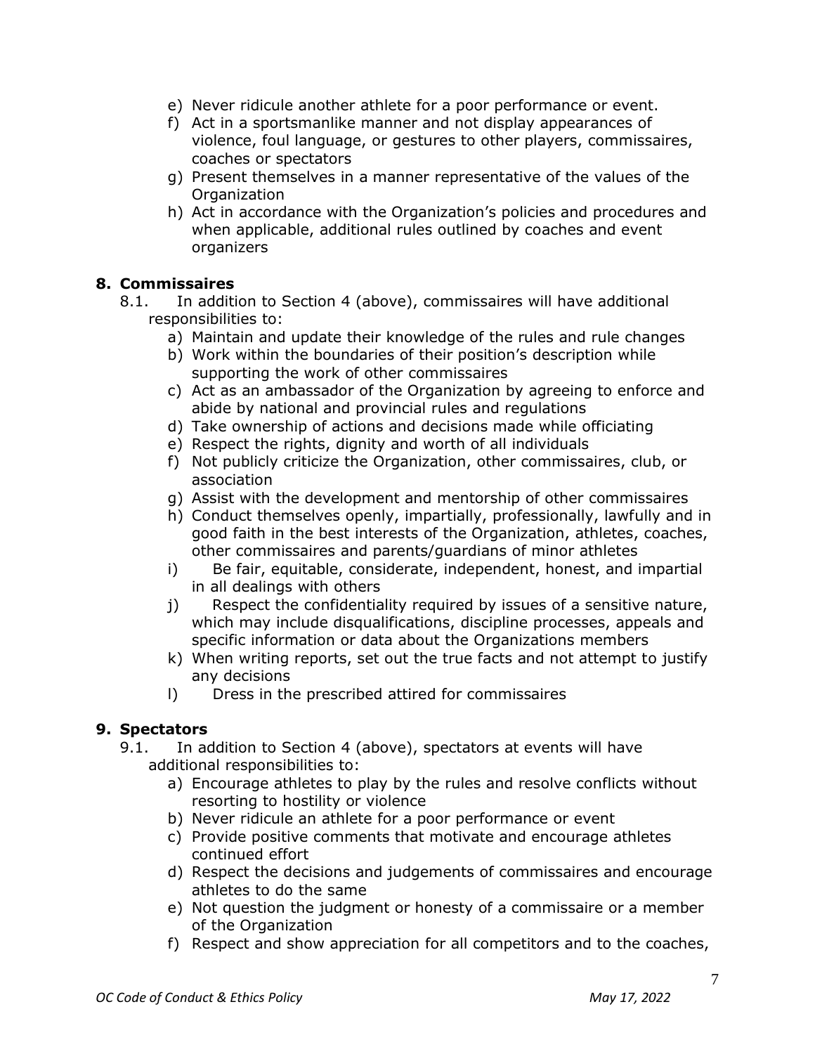e) Never ridicule another athlete for a poor performance or event.
f) Act in a sportsmanlike manner and not display appearances of violence, foul language, or gestures to other players, commissaires, coaches or spectators
g) Present themselves in a manner representative of the values of the Organization
h) Act in accordance with the Organization's policies and procedures and when applicable, additional rules outlined by coaches and event organizers

## 8. Commissaires

8.1. In addition to Section 4 (above), commissaires will have additional responsibilities to:

a) Maintain and update their knowledge of the rules and rule changes
b) Work within the boundaries of their position's description while supporting the work of other commissaires
c) Act as an ambassador of the Organization by agreeing to enforce and abide by national and provincial rules and regulations
d) Take ownership of actions and decisions made while officiating
e) Respect the rights, dignity and worth of all individuals
f) Not publicly criticize the Organization, other commissaires, club, or association
g) Assist with the development and mentorship of other commissaires
h) Conduct themselves openly, impartially, professionally, lawfully and in good faith in the best interests of the Organization, athletes, coaches, other commissaires and parents/guardians of minor athletes
i) Be fair, equitable, considerate, independent, honest, and impartial in all dealings with others
j) Respect the confidentiality required by issues of a sensitive nature, which may include disqualifications, discipline processes, appeals and specific information or data about the Organizations members
k) When writing reports, set out the true facts and not attempt to justify any decisions
l) Dress in the prescribed attired for commissaires

## 9. Spectators

9.1. In addition to Section 4 (above), spectators at events will have additional responsibilities to:

a) Encourage athletes to play by the rules and resolve conflicts without resorting to hostility or violence
b) Never ridicule an athlete for a poor performance or event
c) Provide positive comments that motivate and encourage athletes continued effort
d) Respect the decisions and judgements of commissaires and encourage athletes to do the same
e) Not question the judgment or honesty of a commissaire or a member of the Organization
f) Respect and show appreciation for all competitors and to the coaches,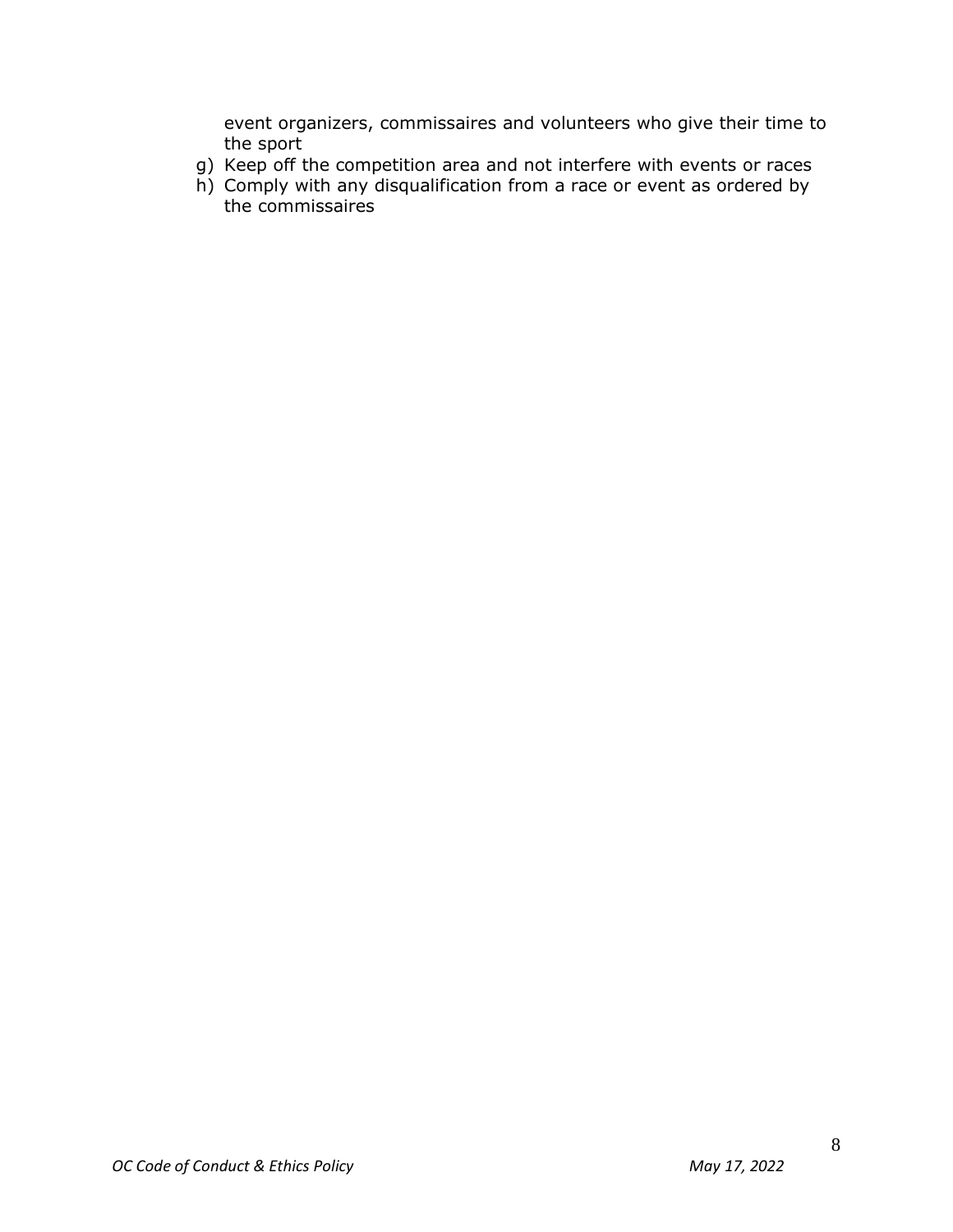event organizers, commissaires and volunteers who give their time to the sport

g) Keep off the competition area and not interfere with events or races
h) Comply with any disqualification from a race or event as ordered by the commissaires